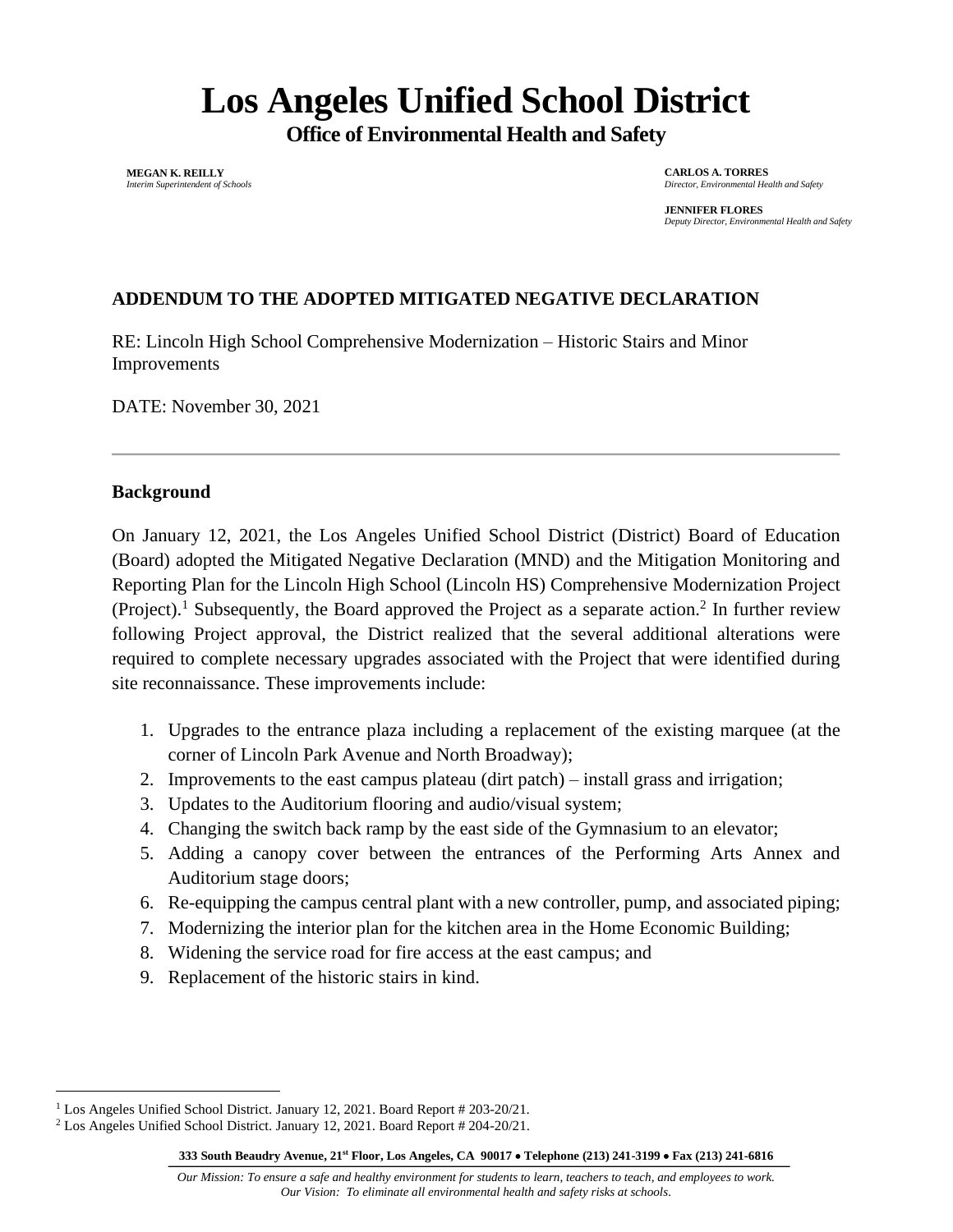# Los Angeles Unified School District

## Office of Environmental Health and Safety

**MEGAN K. REILLY**
*Interim Superintendent of Schools*

**CARLOS A. TORRES**
*Director, Environmental Health and Safety*

**JENNIFER FLORES**
*Deputy Director, Environmental Health and Safety*

### ADDENDUM TO THE ADOPTED MITIGATED NEGATIVE DECLARATION

RE: Lincoln High School Comprehensive Modernization – Historic Stairs and Minor Improvements

DATE: November 30, 2021

---

### Background

On January 12, 2021, the Los Angeles Unified School District (District) Board of Education (Board) adopted the Mitigated Negative Declaration (MND) and the Mitigation Monitoring and Reporting Plan for the Lincoln High School (Lincoln HS) Comprehensive Modernization Project (Project).[1] Subsequently, the Board approved the Project as a separate action.[2] In further review following Project approval, the District realized that the several additional alterations were required to complete necessary upgrades associated with the Project that were identified during site reconnaissance. These improvements include:

1. Upgrades to the entrance plaza including a replacement of the existing marquee (at the corner of Lincoln Park Avenue and North Broadway);
2. Improvements to the east campus plateau (dirt patch) – install grass and irrigation;
3. Updates to the Auditorium flooring and audio/visual system;
4. Changing the switch back ramp by the east side of the Gymnasium to an elevator;
5. Adding a canopy cover between the entrances of the Performing Arts Annex and Auditorium stage doors;
6. Re-equipping the campus central plant with a new controller, pump, and associated piping;
7. Modernizing the interior plan for the kitchen area in the Home Economic Building;
8. Widening the service road for fire access at the east campus; and
9. Replacement of the historic stairs in kind.

---

[1] Los Angeles Unified School District. January 12, 2021. Board Report # 203-20/21.

[2] Los Angeles Unified School District. January 12, 2021. Board Report # 204-20/21.

**333 South Beaudry Avenue, 21st Floor, Los Angeles, CA 90017 • Telephone (213) 241-3199 • Fax (213) 241-6816**

*Our Mission: To ensure a safe and healthy environment for students to learn, teachers to teach, and employees to work.*
*Our Vision: To eliminate all environmental health and safety risks at schools.*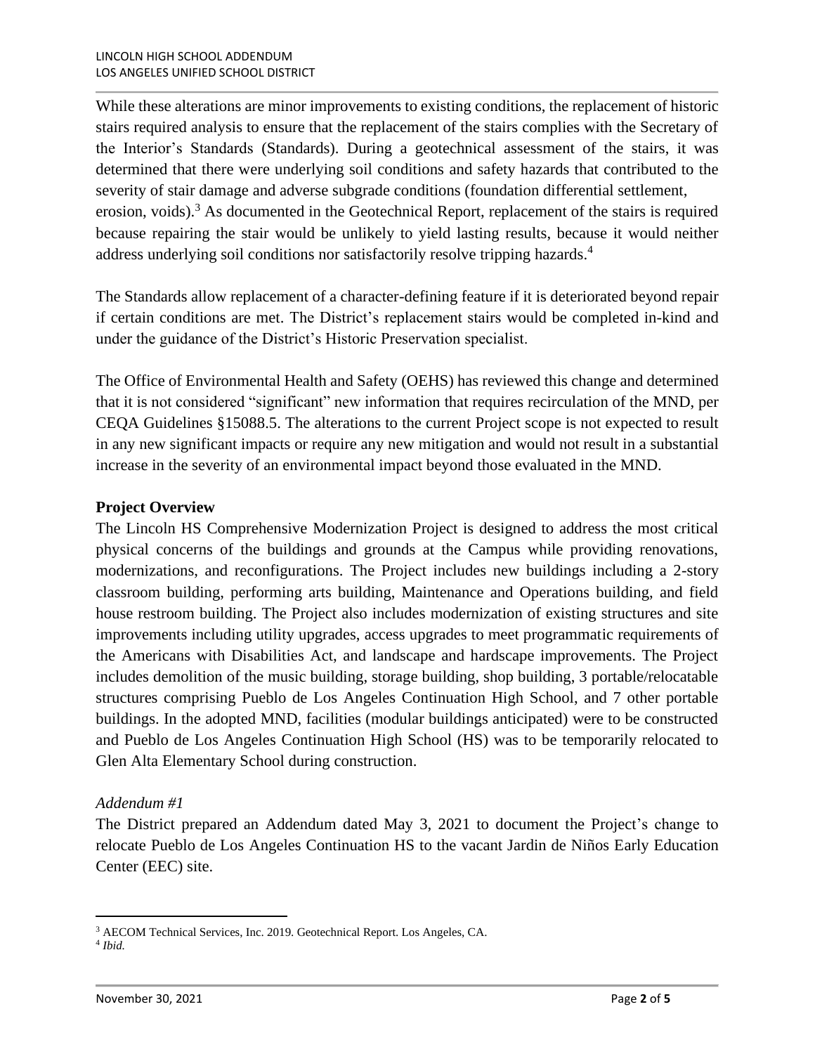While these alterations are minor improvements to existing conditions, the replacement of historic stairs required analysis to ensure that the replacement of the stairs complies with the Secretary of the Interior's Standards (Standards). During a geotechnical assessment of the stairs, it was determined that there were underlying soil conditions and safety hazards that contributed to the severity of stair damage and adverse subgrade conditions (foundation differential settlement, erosion, voids).[3] As documented in the Geotechnical Report, replacement of the stairs is required because repairing the stair would be unlikely to yield lasting results, because it would neither address underlying soil conditions nor satisfactorily resolve tripping hazards.[4]

The Standards allow replacement of a character-defining feature if it is deteriorated beyond repair if certain conditions are met. The District's replacement stairs would be completed in-kind and under the guidance of the District's Historic Preservation specialist.

The Office of Environmental Health and Safety (OEHS) has reviewed this change and determined that it is not considered "significant" new information that requires recirculation of the MND, per CEQA Guidelines §15088.5. The alterations to the current Project scope is not expected to result in any new significant impacts or require any new mitigation and would not result in a substantial increase in the severity of an environmental impact beyond those evaluated in the MND.

## Project Overview

The Lincoln HS Comprehensive Modernization Project is designed to address the most critical physical concerns of the buildings and grounds at the Campus while providing renovations, modernizations, and reconfigurations. The Project includes new buildings including a 2-story classroom building, performing arts building, Maintenance and Operations building, and field house restroom building. The Project also includes modernization of existing structures and site improvements including utility upgrades, access upgrades to meet programmatic requirements of the Americans with Disabilities Act, and landscape and hardscape improvements. The Project includes demolition of the music building, storage building, shop building, 3 portable/relocatable structures comprising Pueblo de Los Angeles Continuation High School, and 7 other portable buildings. In the adopted MND, facilities (modular buildings anticipated) were to be constructed and Pueblo de Los Angeles Continuation High School (HS) was to be temporarily relocated to Glen Alta Elementary School during construction.

### *Addendum #1*

The District prepared an Addendum dated May 3, 2021 to document the Project's change to relocate Pueblo de Los Angeles Continuation HS to the vacant Jardin de Niños Early Education Center (EEC) site.

---

[3] AECOM Technical Services, Inc. 2019. Geotechnical Report. Los Angeles, CA.

[4] *Ibid.*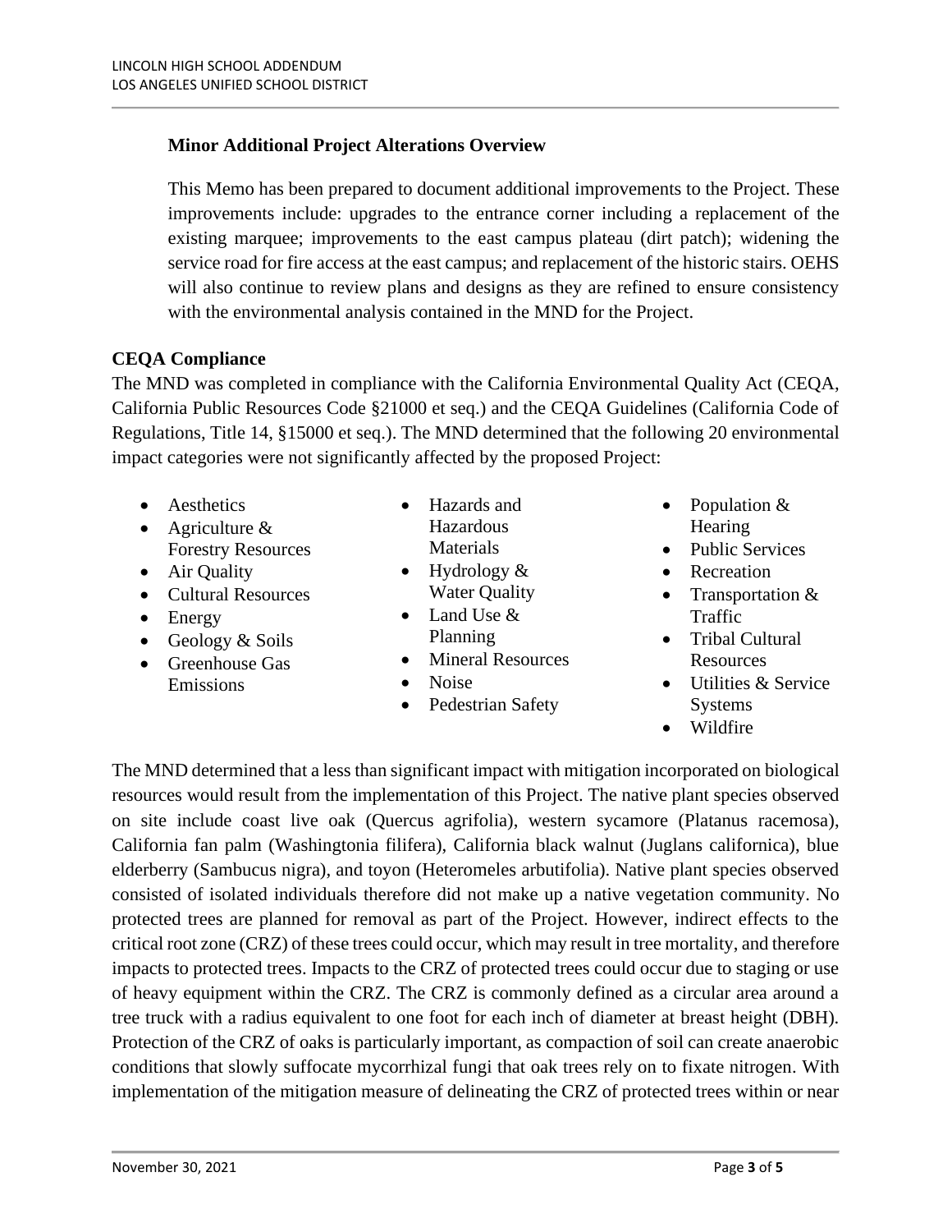**Minor Additional Project Alterations Overview**

This Memo has been prepared to document additional improvements to the Project. These improvements include: upgrades to the entrance corner including a replacement of the existing marquee; improvements to the east campus plateau (dirt patch); widening the service road for fire access at the east campus; and replacement of the historic stairs. OEHS will also continue to review plans and designs as they are refined to ensure consistency with the environmental analysis contained in the MND for the Project.

**CEQA Compliance**

The MND was completed in compliance with the California Environmental Quality Act (CEQA, California Public Resources Code §21000 et seq.) and the CEQA Guidelines (California Code of Regulations, Title 14, §15000 et seq.). The MND determined that the following 20 environmental impact categories were not significantly affected by the proposed Project:

- Aesthetics
- Agriculture & Forestry Resources
- Air Quality
- Cultural Resources
- Energy
- Geology & Soils
- Greenhouse Gas Emissions
- Hazards and Hazardous Materials
- Hydrology & Water Quality
- Land Use & Planning
- Mineral Resources
- Noise
- Pedestrian Safety
- Population & Hearing
- Public Services
- Recreation
- Transportation & Traffic
- Tribal Cultural Resources
- Utilities & Service Systems
- Wildfire

The MND determined that a less than significant impact with mitigation incorporated on biological resources would result from the implementation of this Project. The native plant species observed on site include coast live oak (Quercus agrifolia), western sycamore (Platanus racemosa), California fan palm (Washingtonia filifera), California black walnut (Juglans californica), blue elderberry (Sambucus nigra), and toyon (Heteromeles arbutifolia). Native plant species observed consisted of isolated individuals therefore did not make up a native vegetation community. No protected trees are planned for removal as part of the Project. However, indirect effects to the critical root zone (CRZ) of these trees could occur, which may result in tree mortality, and therefore impacts to protected trees. Impacts to the CRZ of protected trees could occur due to staging or use of heavy equipment within the CRZ. The CRZ is commonly defined as a circular area around a tree truck with a radius equivalent to one foot for each inch of diameter at breast height (DBH). Protection of the CRZ of oaks is particularly important, as compaction of soil can create anaerobic conditions that slowly suffocate mycorrhizal fungi that oak trees rely on to fixate nitrogen. With implementation of the mitigation measure of delineating the CRZ of protected trees within or near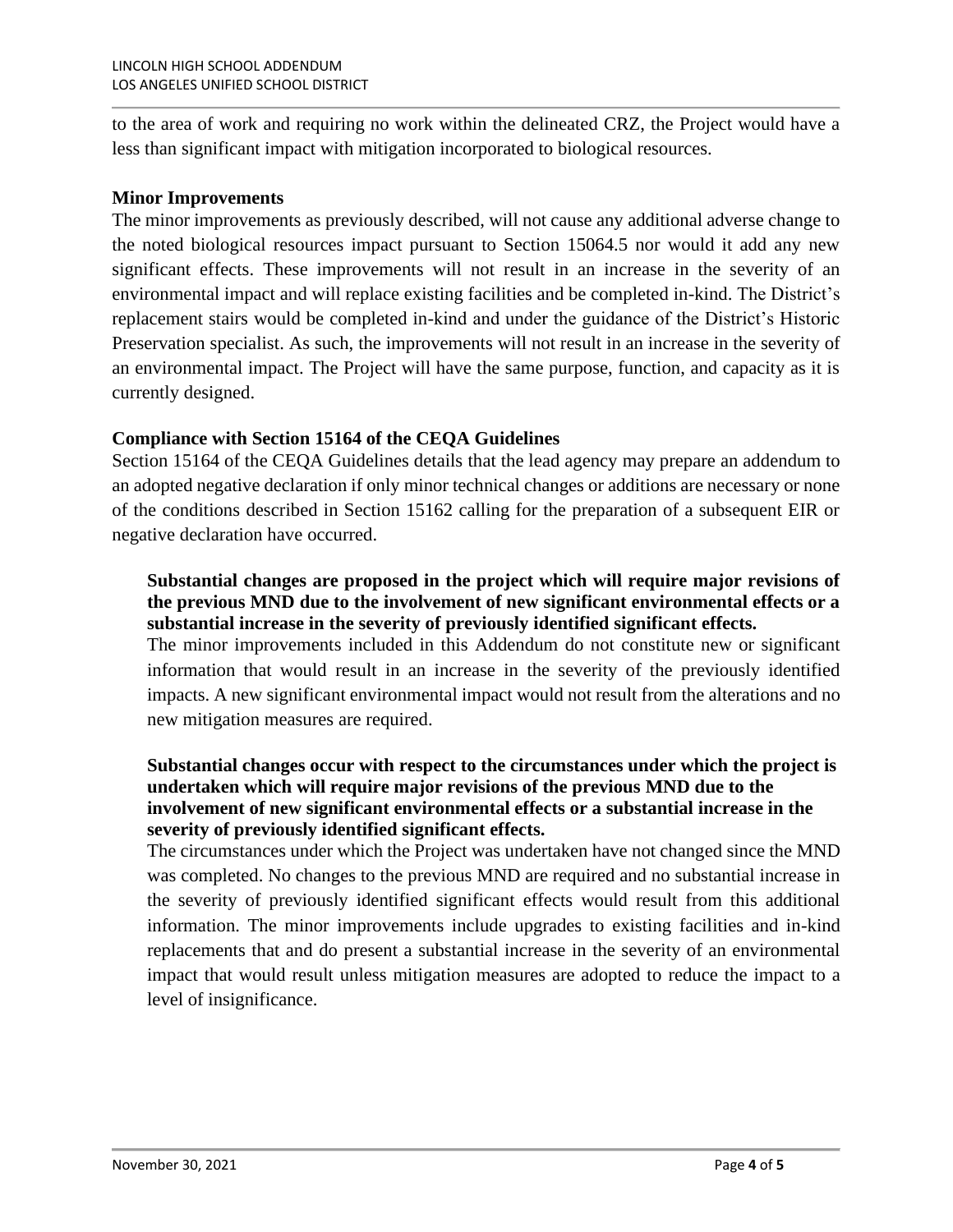to the area of work and requiring no work within the delineated CRZ, the Project would have a less than significant impact with mitigation incorporated to biological resources.

**Minor Improvements**

The minor improvements as previously described, will not cause any additional adverse change to the noted biological resources impact pursuant to Section 15064.5 nor would it add any new significant effects. These improvements will not result in an increase in the severity of an environmental impact and will replace existing facilities and be completed in-kind. The District's replacement stairs would be completed in-kind and under the guidance of the District's Historic Preservation specialist. As such, the improvements will not result in an increase in the severity of an environmental impact. The Project will have the same purpose, function, and capacity as it is currently designed.

**Compliance with Section 15164 of the CEQA Guidelines**

Section 15164 of the CEQA Guidelines details that the lead agency may prepare an addendum to an adopted negative declaration if only minor technical changes or additions are necessary or none of the conditions described in Section 15162 calling for the preparation of a subsequent EIR or negative declaration have occurred.

**Substantial changes are proposed in the project which will require major revisions of the previous MND due to the involvement of new significant environmental effects or a substantial increase in the severity of previously identified significant effects.**

The minor improvements included in this Addendum do not constitute new or significant information that would result in an increase in the severity of the previously identified impacts. A new significant environmental impact would not result from the alterations and no new mitigation measures are required.

**Substantial changes occur with respect to the circumstances under which the project is undertaken which will require major revisions of the previous MND due to the involvement of new significant environmental effects or a substantial increase in the severity of previously identified significant effects.**

The circumstances under which the Project was undertaken have not changed since the MND was completed. No changes to the previous MND are required and no substantial increase in the severity of previously identified significant effects would result from this additional information. The minor improvements include upgrades to existing facilities and in-kind replacements that and do present a substantial increase in the severity of an environmental impact that would result unless mitigation measures are adopted to reduce the impact to a level of insignificance.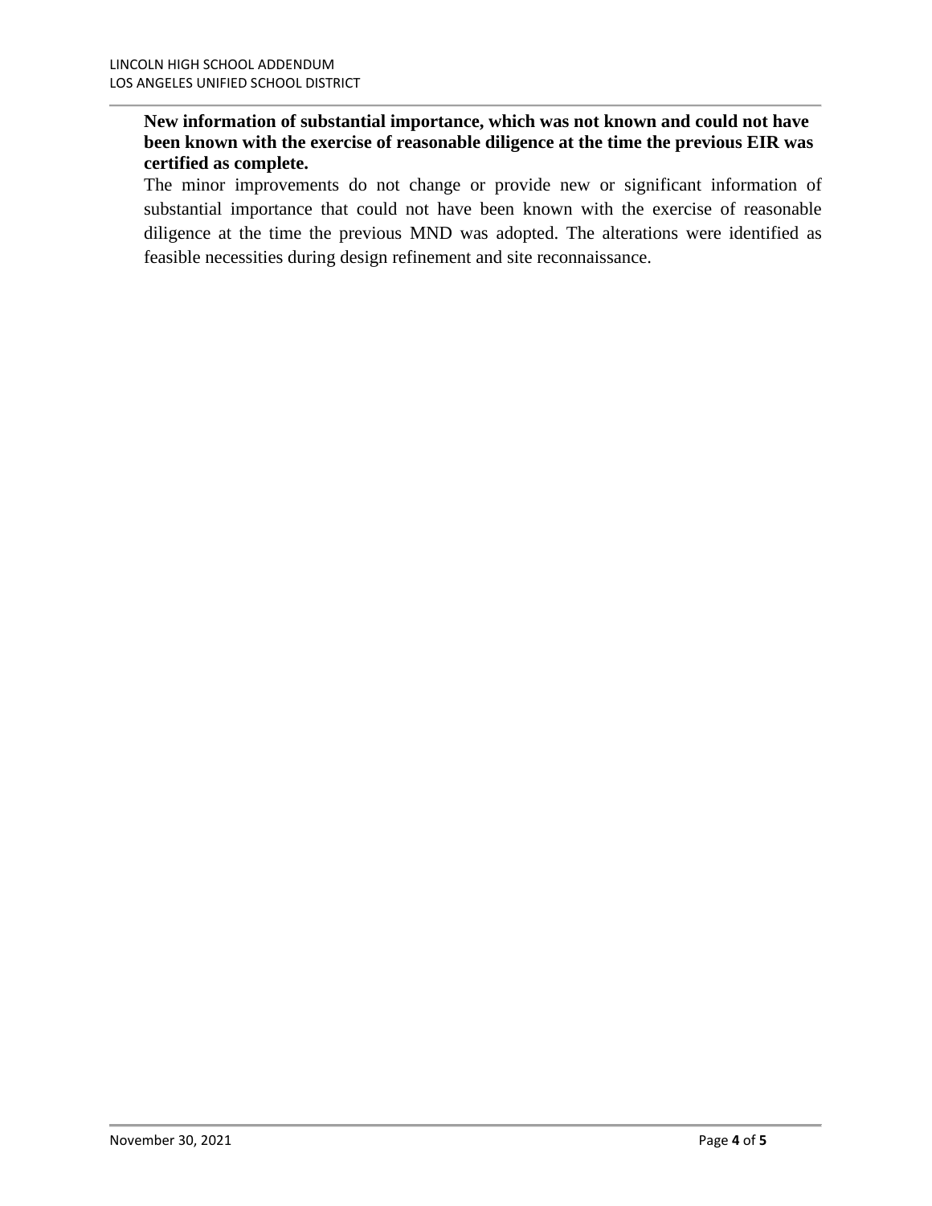**New information of substantial importance, which was not known and could not have been known with the exercise of reasonable diligence at the time the previous EIR was certified as complete.**

The minor improvements do not change or provide new or significant information of substantial importance that could not have been known with the exercise of reasonable diligence at the time the previous MND was adopted. The alterations were identified as feasible necessities during design refinement and site reconnaissance.